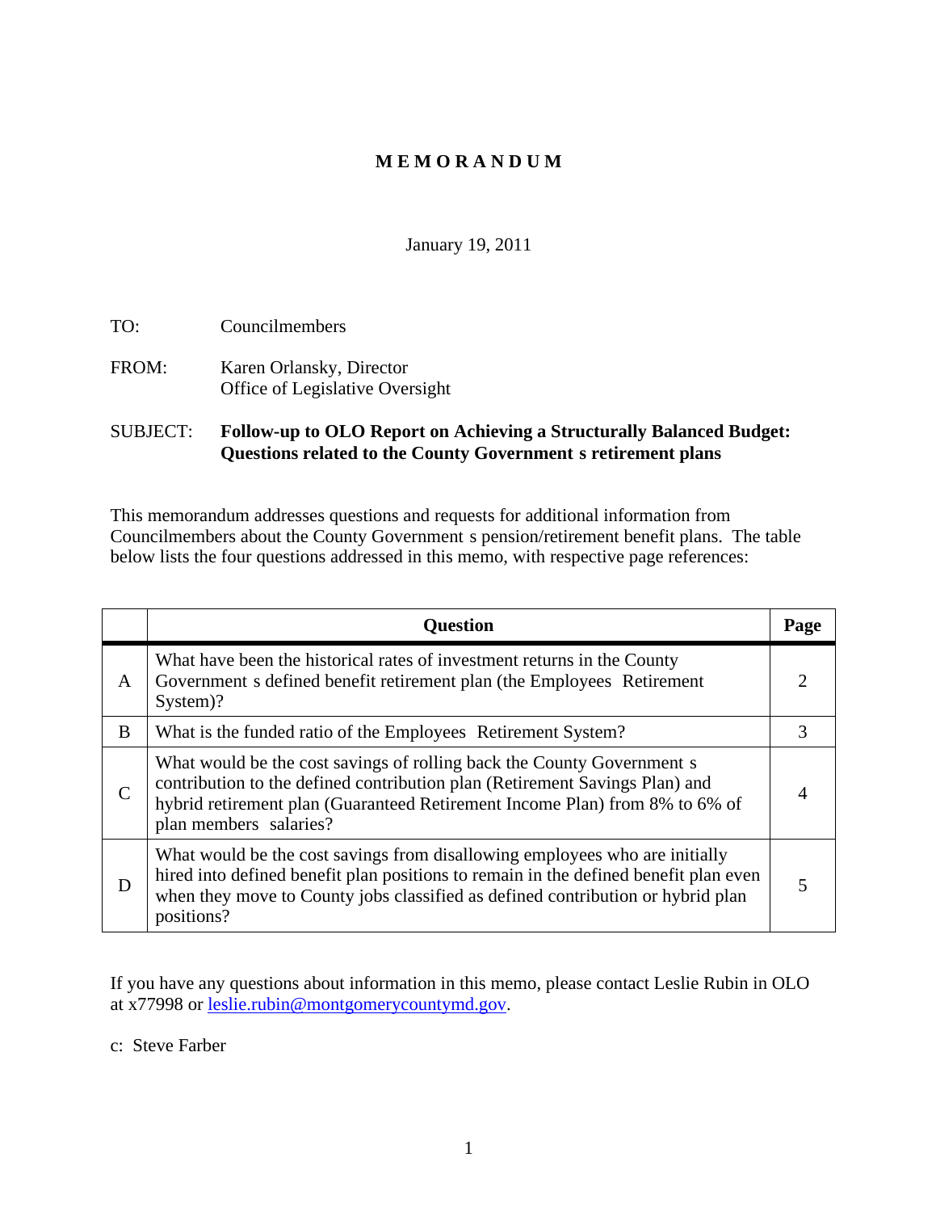# M E M O R A N D U M

January 19, 2011

TO: Councilmembers

FROM: Karen Orlansky, Director
Office of Legislative Oversight

SUBJECT: **Follow-up to OLO Report on Achieving a Structurally Balanced Budget: Questions related to the County Government s retirement plans**

This memorandum addresses questions and requests for additional information from Councilmembers about the County Government s pension/retirement benefit plans. The table below lists the four questions addressed in this memo, with respective page references:

| | Question | Page |
|---|---|---|
| A | What have been the historical rates of investment returns in the County Government s defined benefit retirement plan (the Employees Retirement System)? | 2 |
| B | What is the funded ratio of the Employees Retirement System? | 3 |
| C | What would be the cost savings of rolling back the County Government s contribution to the defined contribution plan (Retirement Savings Plan) and hybrid retirement plan (Guaranteed Retirement Income Plan) from 8% to 6% of plan members salaries? | 4 |
| D | What would be the cost savings from disallowing employees who are initially hired into defined benefit plan positions to remain in the defined benefit plan even when they move to County jobs classified as defined contribution or hybrid plan positions? | 5 |

If you have any questions about information in this memo, please contact Leslie Rubin in OLO at x77998 or leslie.rubin@montgomerycountymd.gov.

c: Steve Farber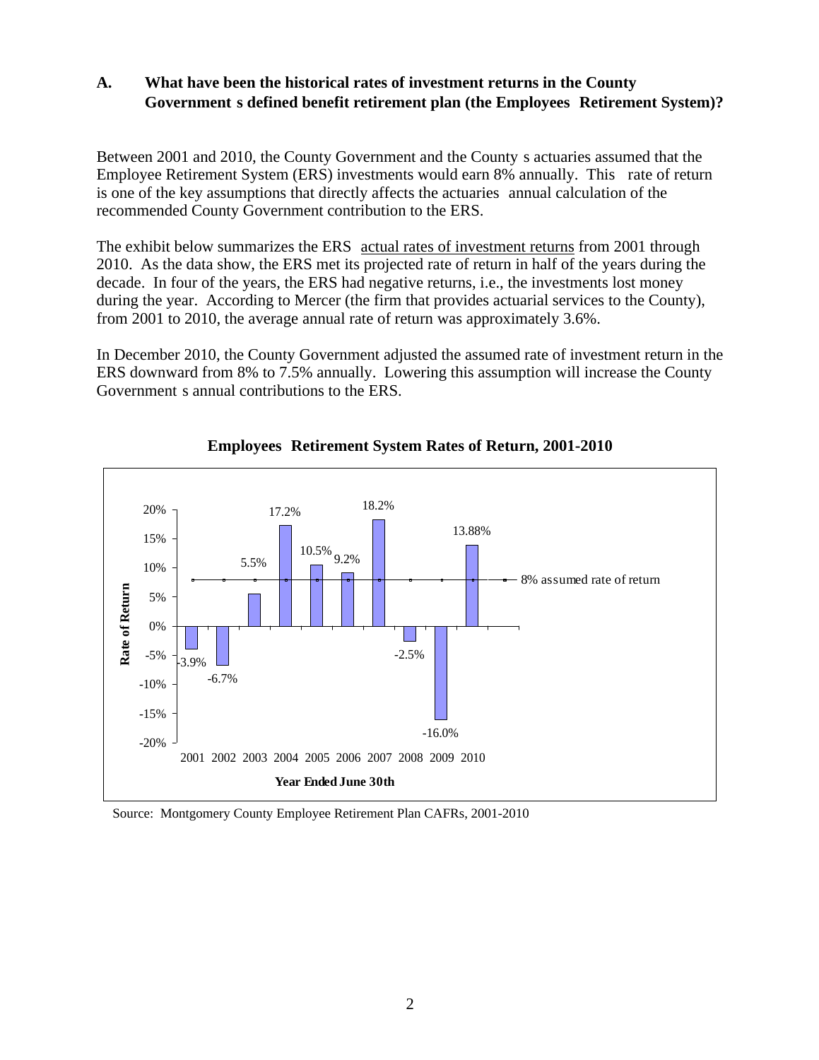### A. What have been the historical rates of investment returns in the County Government s defined benefit retirement plan (the Employees Retirement System)?

Between 2001 and 2010, the County Government and the County s actuaries assumed that the Employee Retirement System (ERS) investments would earn 8% annually. This rate of return is one of the key assumptions that directly affects the actuaries annual calculation of the recommended County Government contribution to the ERS.

The exhibit below summarizes the ERS actual rates of investment returns from 2001 through 2010. As the data show, the ERS met its projected rate of return in half of the years during the decade. In four of the years, the ERS had negative returns, i.e., the investments lost money during the year. According to Mercer (the firm that provides actuarial services to the County), from 2001 to 2010, the average annual rate of return was approximately 3.6%.

In December 2010, the County Government adjusted the assumed rate of investment return in the ERS downward from 8% to 7.5% annually. Lowering this assumption will increase the County Government s annual contributions to the ERS.

**Employees Retirement System Rates of Return, 2001-2010**

| Year Ended June 30th | Rate of Return | 8% assumed rate of return |
|---|---|---|
| 2001 | -3.9% | 8% |
| 2002 | -6.7% | 8% |
| 2003 | 5.5% | 8% |
| 2004 | 17.2% | 8% |
| 2005 | 10.5% | 8% |
| 2006 | 9.2% | 8% |
| 2007 | 18.2% | 8% |
| 2008 | -2.5% | 8% |
| 2009 | -16.0% | 8% |
| 2010 | 13.88% | 8% |

Source: Montgomery County Employee Retirement Plan CAFRs, 2001-2010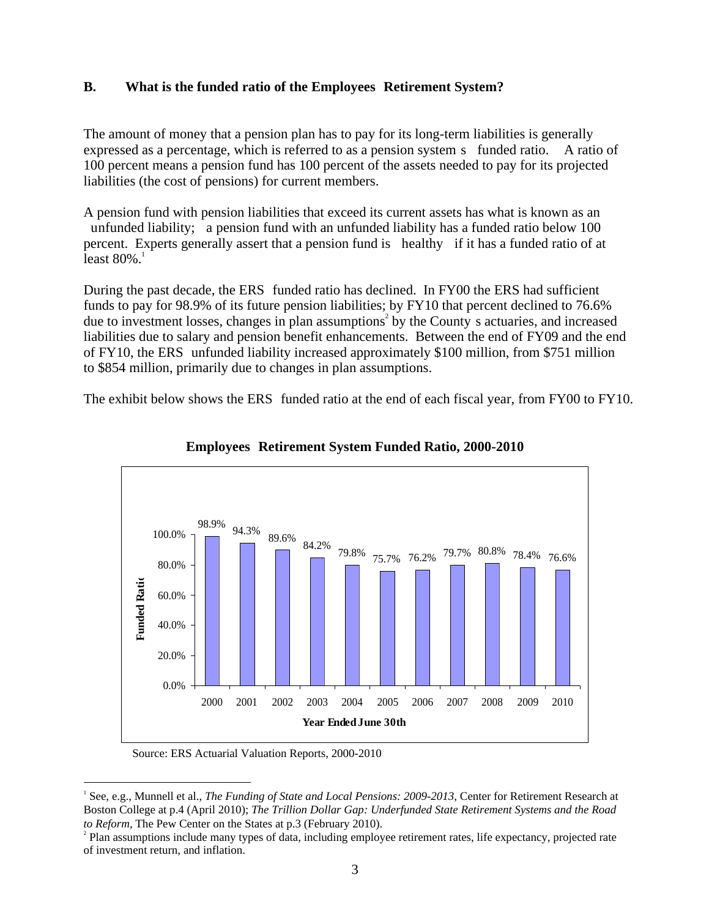## B. What is the funded ratio of the Employees' Retirement System?

The amount of money that a pension plan has to pay for its long-term liabilities is generally expressed as a percentage, which is referred to as a pension system's "funded ratio." A ratio of 100 percent means a pension fund has 100 percent of the assets needed to pay for its projected liabilities (the cost of pensions) for current members.

A pension fund with pension liabilities that exceed its current assets has what is known as an "unfunded liability;" a pension fund with an unfunded liability has a funded ratio below 100 percent. Experts generally assert that a pension fund is "healthy" if it has a funded ratio of at least 80%.[1]

During the past decade, the ERS' funded ratio has declined. In FY00 the ERS had sufficient funds to pay for 98.9% of its future pension liabilities; by FY10 that percent declined to 76.6% due to investment losses, changes in plan assumptions[2] by the County's actuaries, and increased liabilities due to salary and pension benefit enhancements. Between the end of FY09 and the end of FY10, the ERS' unfunded liability increased approximately $100 million, from $751 million to $854 million, primarily due to changes in plan assumptions.

The exhibit below shows the ERS' funded ratio at the end of each fiscal year, from FY00 to FY10.

**Employees' Retirement System Funded Ratio, 2000-2010**

| Year Ended June 30th | Funded Ratio |
|---|---|
| 2000 | 98.9% |
| 2001 | 94.3% |
| 2002 | 89.6% |
| 2003 | 84.2% |
| 2004 | 79.8% |
| 2005 | 75.7% |
| 2006 | 76.2% |
| 2007 | 79.7% |
| 2008 | 80.8% |
| 2009 | 78.4% |
| 2010 | 76.6% |

Source: ERS Actuarial Valuation Reports, 2000-2010

---

[1] See, e.g., Munnell et al., *The Funding of State and Local Pensions: 2009-2013*, Center for Retirement Research at Boston College at p.4 (April 2010); *The Trillion Dollar Gap: Underfunded State Retirement Systems and the Road to Reform*, The Pew Center on the States at p.3 (February 2010).

[2] Plan assumptions include many types of data, including employee retirement rates, life expectancy, projected rate of investment return, and inflation.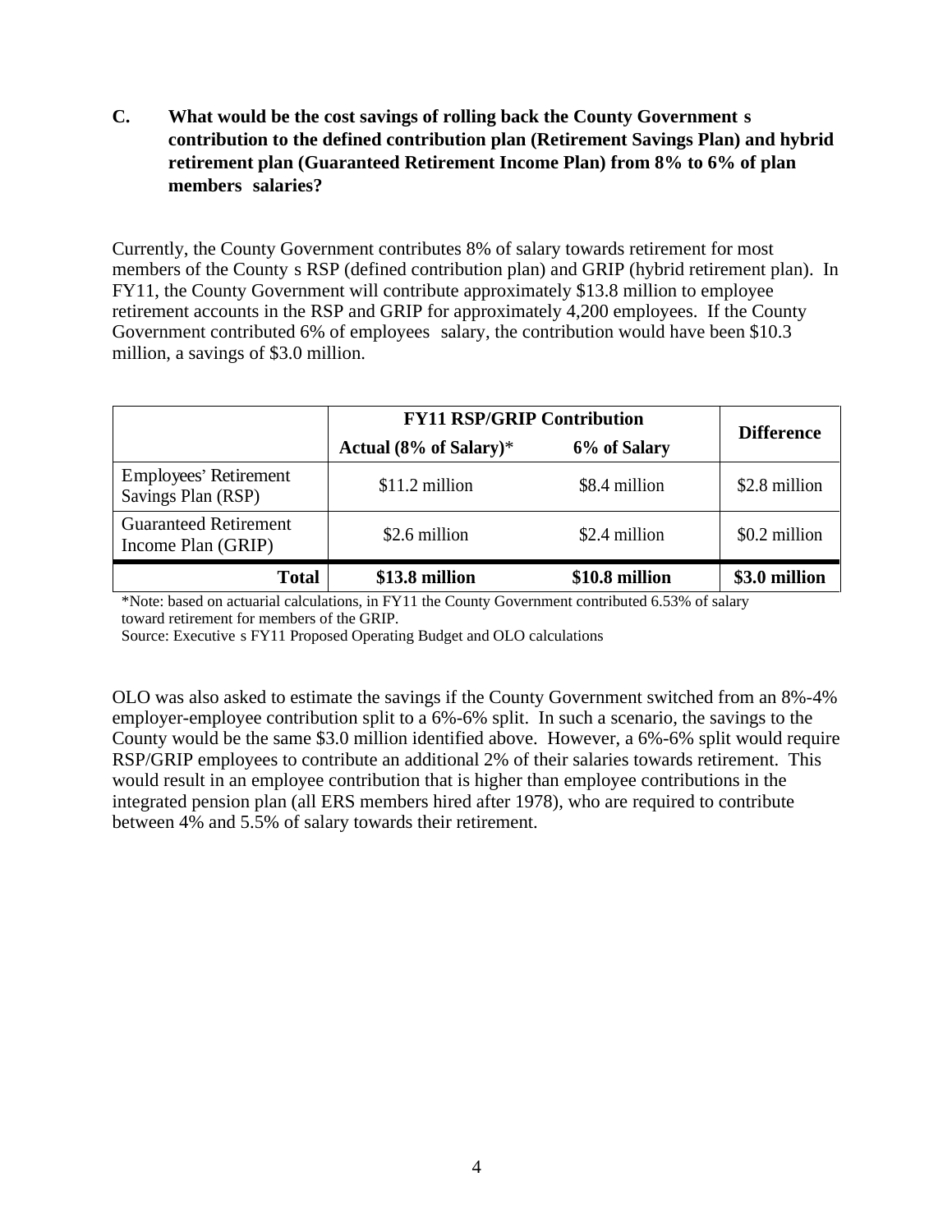**C. What would be the cost savings of rolling back the County Government s contribution to the defined contribution plan (Retirement Savings Plan) and hybrid retirement plan (Guaranteed Retirement Income Plan) from 8% to 6% of plan members salaries?**

Currently, the County Government contributes 8% of salary towards retirement for most members of the County s RSP (defined contribution plan) and GRIP (hybrid retirement plan). In FY11, the County Government will contribute approximately $13.8 million to employee retirement accounts in the RSP and GRIP for approximately 4,200 employees. If the County Government contributed 6% of employees salary, the contribution would have been $10.3 million, a savings of $3.0 million.

| | FY11 RSP/GRIP Contribution | | Difference |
|---|---|---|---|
| | Actual (8% of Salary)* | 6% of Salary | |
| Employees' Retirement Savings Plan (RSP) | $11.2 million | $8.4 million | $2.8 million |
| Guaranteed Retirement Income Plan (GRIP) | $2.6 million | $2.4 million | $0.2 million |
| **Total** | **$13.8 million** | **$10.8 million** | **$3.0 million** |

*Note: based on actuarial calculations, in FY11 the County Government contributed 6.53% of salary toward retirement for members of the GRIP.
Source: Executive s FY11 Proposed Operating Budget and OLO calculations

OLO was also asked to estimate the savings if the County Government switched from an 8%-4% employer-employee contribution split to a 6%-6% split. In such a scenario, the savings to the County would be the same $3.0 million identified above. However, a 6%-6% split would require RSP/GRIP employees to contribute an additional 2% of their salaries towards retirement. This would result in an employee contribution that is higher than employee contributions in the integrated pension plan (all ERS members hired after 1978), who are required to contribute between 4% and 5.5% of salary towards their retirement.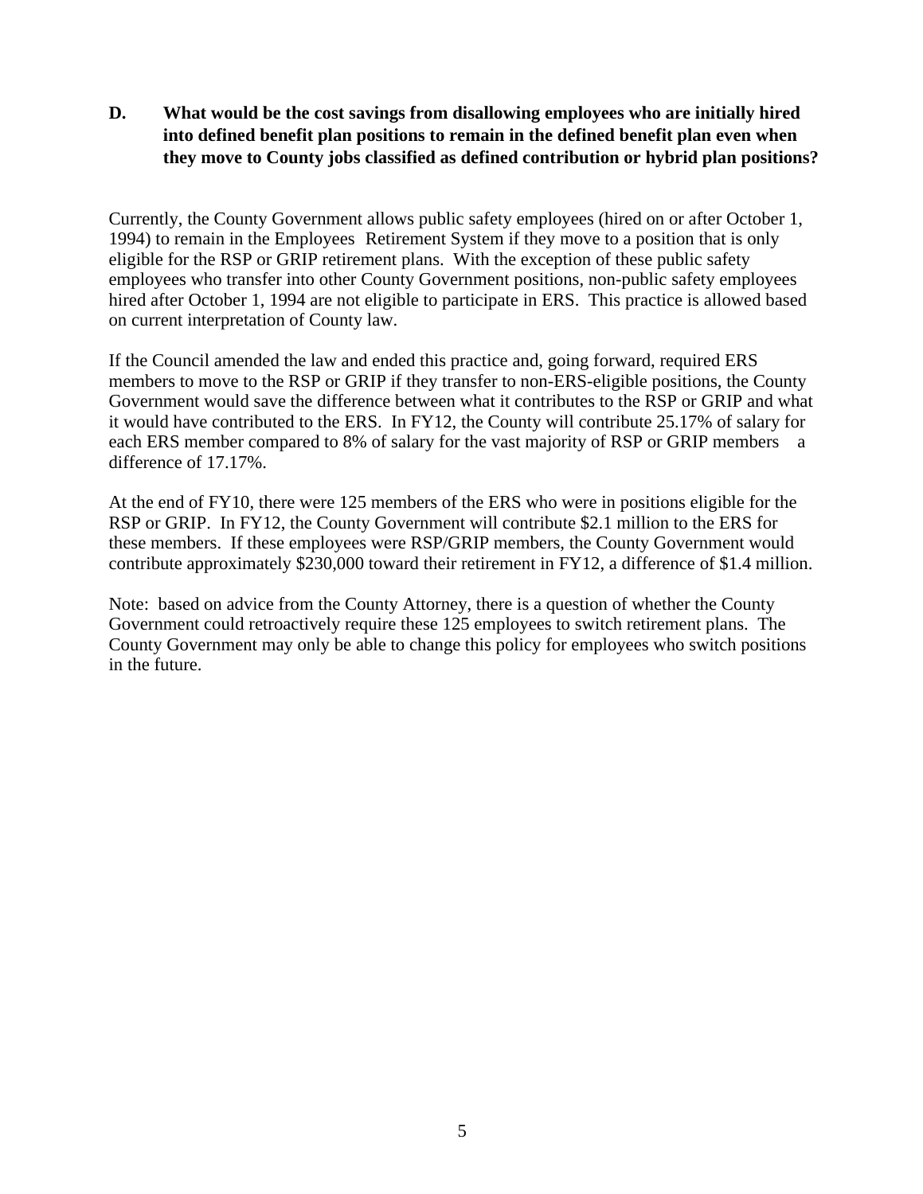**D. What would be the cost savings from disallowing employees who are initially hired into defined benefit plan positions to remain in the defined benefit plan even when they move to County jobs classified as defined contribution or hybrid plan positions?**

Currently, the County Government allows public safety employees (hired on or after October 1, 1994) to remain in the Employees Retirement System if they move to a position that is only eligible for the RSP or GRIP retirement plans. With the exception of these public safety employees who transfer into other County Government positions, non-public safety employees hired after October 1, 1994 are not eligible to participate in ERS. This practice is allowed based on current interpretation of County law.

If the Council amended the law and ended this practice and, going forward, required ERS members to move to the RSP or GRIP if they transfer to non-ERS-eligible positions, the County Government would save the difference between what it contributes to the RSP or GRIP and what it would have contributed to the ERS. In FY12, the County will contribute 25.17% of salary for each ERS member compared to 8% of salary for the vast majority of RSP or GRIP members a difference of 17.17%.

At the end of FY10, there were 125 members of the ERS who were in positions eligible for the RSP or GRIP. In FY12, the County Government will contribute $2.1 million to the ERS for these members. If these employees were RSP/GRIP members, the County Government would contribute approximately $230,000 toward their retirement in FY12, a difference of $1.4 million.

Note: based on advice from the County Attorney, there is a question of whether the County Government could retroactively require these 125 employees to switch retirement plans. The County Government may only be able to change this policy for employees who switch positions in the future.